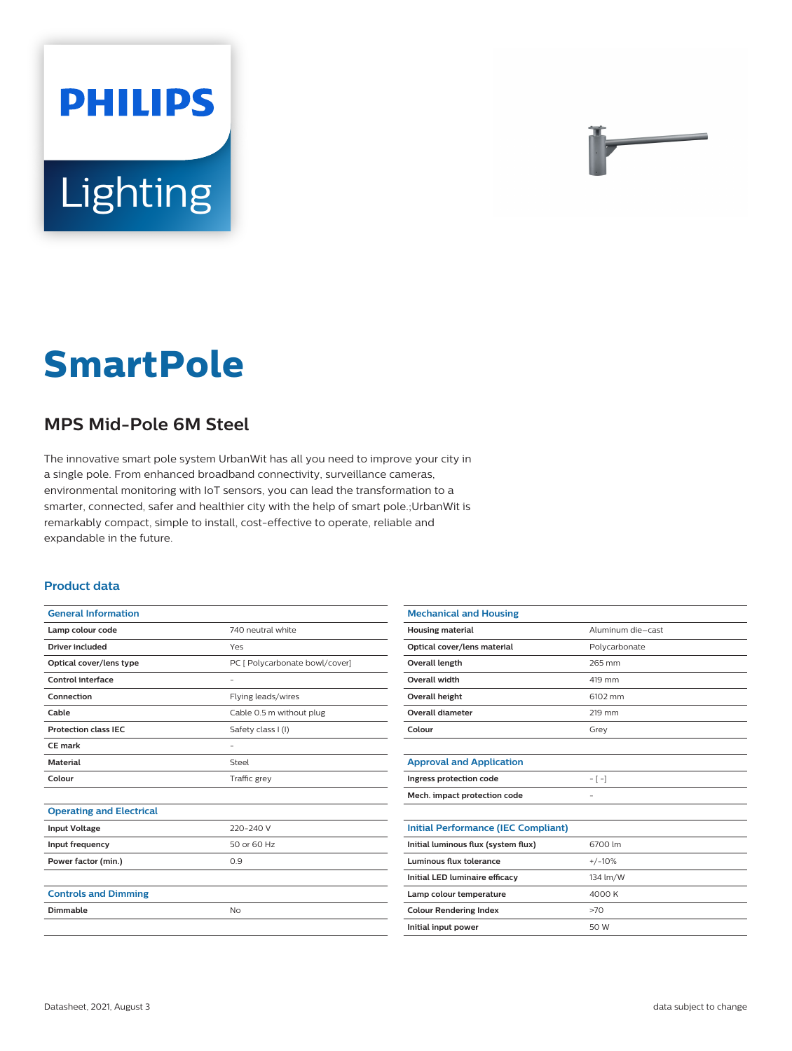PHILIPS

Lighting

# SmartPole

## MPS Mid-Pole 6M Steel

The innovative smart pole system UrbanWit has all you need to improve your city in a single pole. From enhanced broadband connectivity, surveillance cameras, environmental monitoring with IoT sensors, you can lead the transformation to a smarter, connected, safer and healthier city with the help of smart pole.;UrbanWit is remarkably compact, simple to install, cost-effective to operate, reliable and expandable in the future.

### Product data

| General Information | |
|---|---|
| **Lamp colour code** | 740 neutral white |
| **Driver included** | Yes |
| **Optical cover/lens type** | PC [ Polycarbonate bowl/cover] |
| **Control interface** | - |
| **Connection** | Flying leads/wires |
| **Cable** | Cable 0.5 m without plug |
| **Protection class IEC** | Safety class I (I) |
| **CE mark** | - |
| **Material** | Steel |
| **Colour** | Traffic grey |

| Operating and Electrical | |
|---|---|
| **Input Voltage** | 220-240 V |
| **Input frequency** | 50 or 60 Hz |
| **Power factor (min.)** | 0.9 |

| Controls and Dimming | |
|---|---|
| **Dimmable** | No |

| Mechanical and Housing | |
|---|---|
| **Housing material** | Aluminum die-cast |
| **Optical cover/lens material** | Polycarbonate |
| **Overall length** | 265 mm |
| **Overall width** | 419 mm |
| **Overall height** | 6102 mm |
| **Overall diameter** | 219 mm |
| **Colour** | Grey |

| Approval and Application | |
|---|---|
| **Ingress protection code** | - [ -] |
| **Mech. impact protection code** | - |

| Initial Performance (IEC Compliant) | |
|---|---|
| **Initial luminous flux (system flux)** | 6700 lm |
| **Luminous flux tolerance** | +/-10% |
| **Initial LED luminaire efficacy** | 134 lm/W |
| **Lamp colour temperature** | 4000 K |
| **Colour Rendering Index** | >70 |
| **Initial input power** | 50 W |

Datasheet, 2021, August 3 data subject to change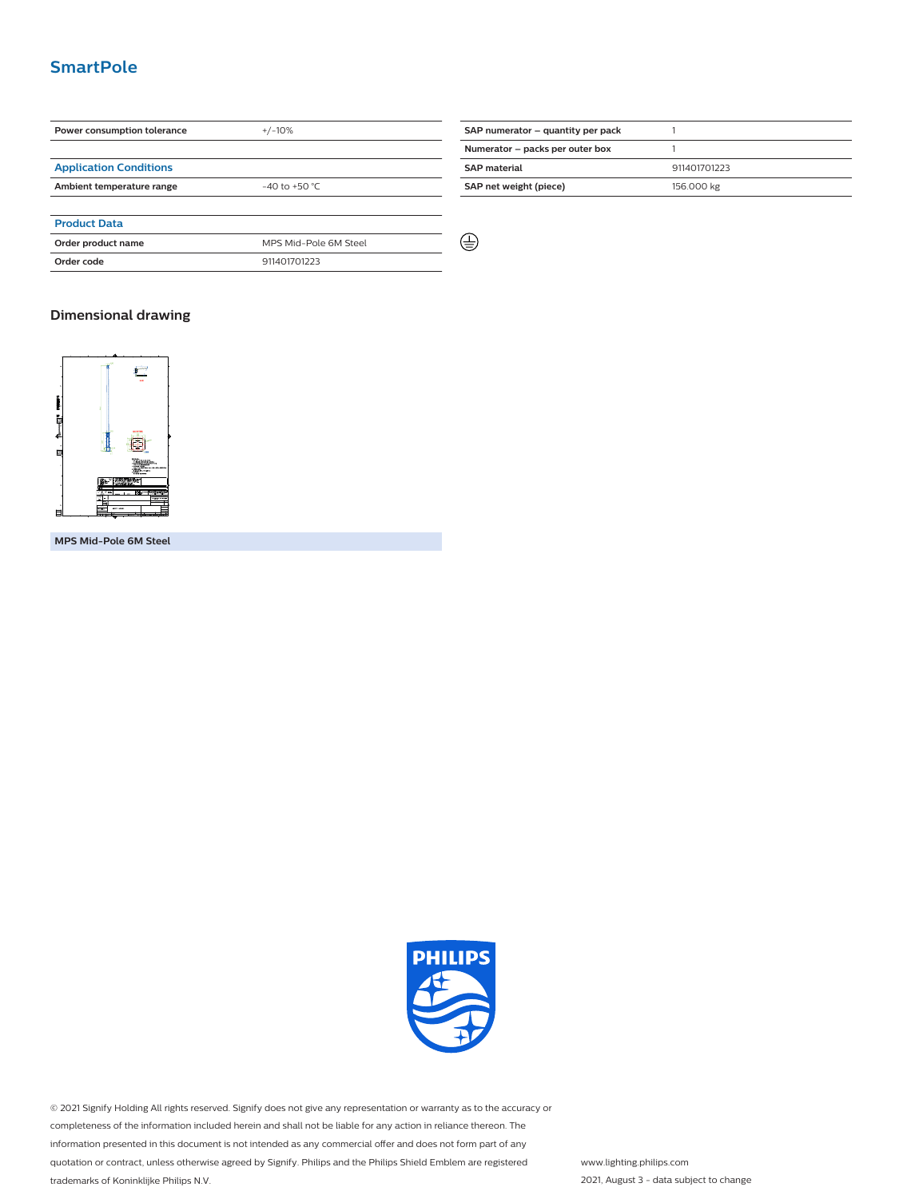## SmartPole

| | |
|---|---|
| Power consumption tolerance | +/-10% |

### Application Conditions

| | |
|---|---|
| Ambient temperature range | -40 to +50 °C |

### Product Data

| | |
|---|---|
| Order product name | MPS Mid-Pole 6M Steel |
| Order code | 911401701223 |
| SAP numerator – quantity per pack | 1 |
| Numerator – packs per outer box | 1 |
| SAP material | 911401701223 |
| SAP net weight (piece) | 156.000 kg |

## Dimensional drawing

MPS Mid-Pole 6M Steel

© 2021 Signify Holding All rights reserved. Signify does not give any representation or warranty as to the accuracy or completeness of the information included herein and shall not be liable for any action in reliance thereon. The information presented in this document is not intended as any commercial offer and does not form part of any quotation or contract, unless otherwise agreed by Signify. Philips and the Philips Shield Emblem are registered trademarks of Koninklijke Philips N.V.

www.lighting.philips.com

2021, August 3 - data subject to change